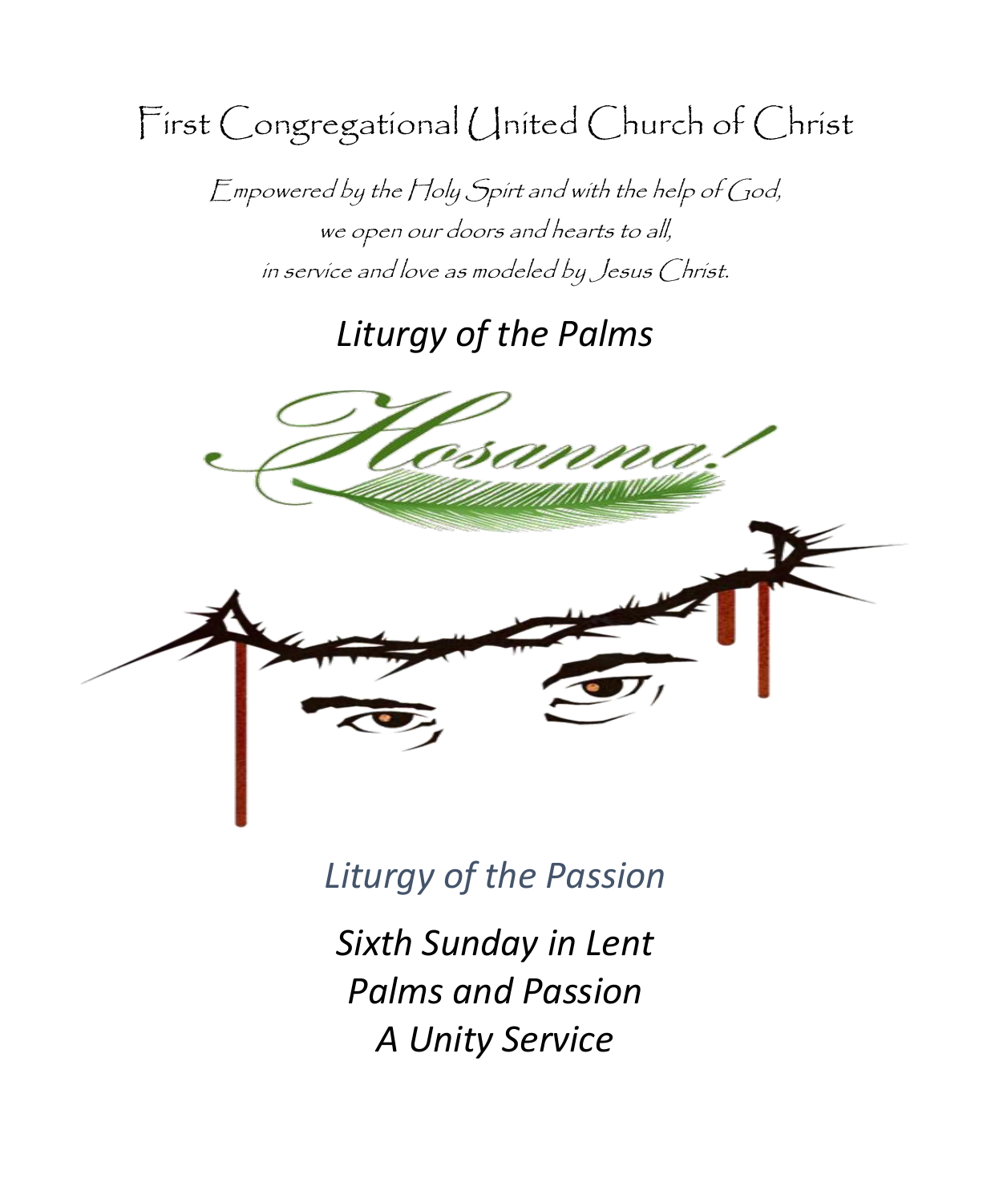# First Congregational United Church of Christ

*Empowered by the Holy Spirt and with the help of God,*
*we open our doors and hearts to all,*
*in service and love as modeled by Jesus Christ.*

## *Liturgy of the Palms*

*Hosanna!*

## *Liturgy of the Passion*

## *Sixth Sunday in Lent*
## *Palms and Passion*
## *A Unity Service*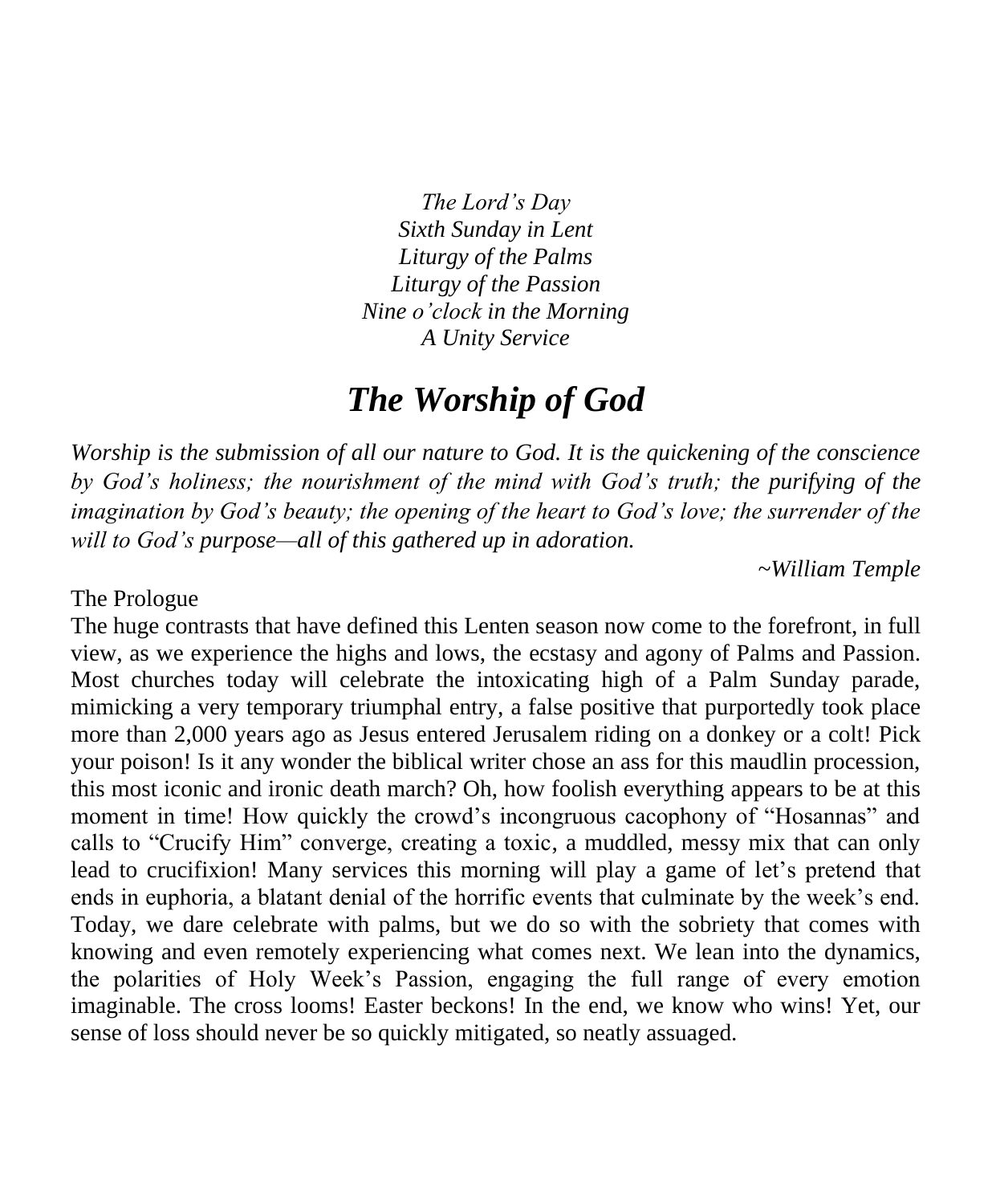*The Lord's Day*
*Sixth Sunday in Lent*
*Liturgy of the Palms*
*Liturgy of the Passion*
*Nine o'clock in the Morning*
*A Unity Service*

# ***The Worship of God***

*Worship is the submission of all our nature to God. It is the quickening of the conscience by God's holiness; the nourishment of the mind with God's truth; the purifying of the imagination by God's beauty; the opening of the heart to God's love; the surrender of the will to God's purpose—all of this gathered up in adoration.*

*~William Temple*

The Prologue

The huge contrasts that have defined this Lenten season now come to the forefront, in full view, as we experience the highs and lows, the ecstasy and agony of Palms and Passion. Most churches today will celebrate the intoxicating high of a Palm Sunday parade, mimicking a very temporary triumphal entry, a false positive that purportedly took place more than 2,000 years ago as Jesus entered Jerusalem riding on a donkey or a colt! Pick your poison! Is it any wonder the biblical writer chose an ass for this maudlin procession, this most iconic and ironic death march? Oh, how foolish everything appears to be at this moment in time! How quickly the crowd's incongruous cacophony of "Hosannas" and calls to "Crucify Him" converge, creating a toxic, a muddled, messy mix that can only lead to crucifixion! Many services this morning will play a game of let's pretend that ends in euphoria, a blatant denial of the horrific events that culminate by the week's end. Today, we dare celebrate with palms, but we do so with the sobriety that comes with knowing and even remotely experiencing what comes next. We lean into the dynamics, the polarities of Holy Week's Passion, engaging the full range of every emotion imaginable. The cross looms! Easter beckons! In the end, we know who wins! Yet, our sense of loss should never be so quickly mitigated, so neatly assuaged.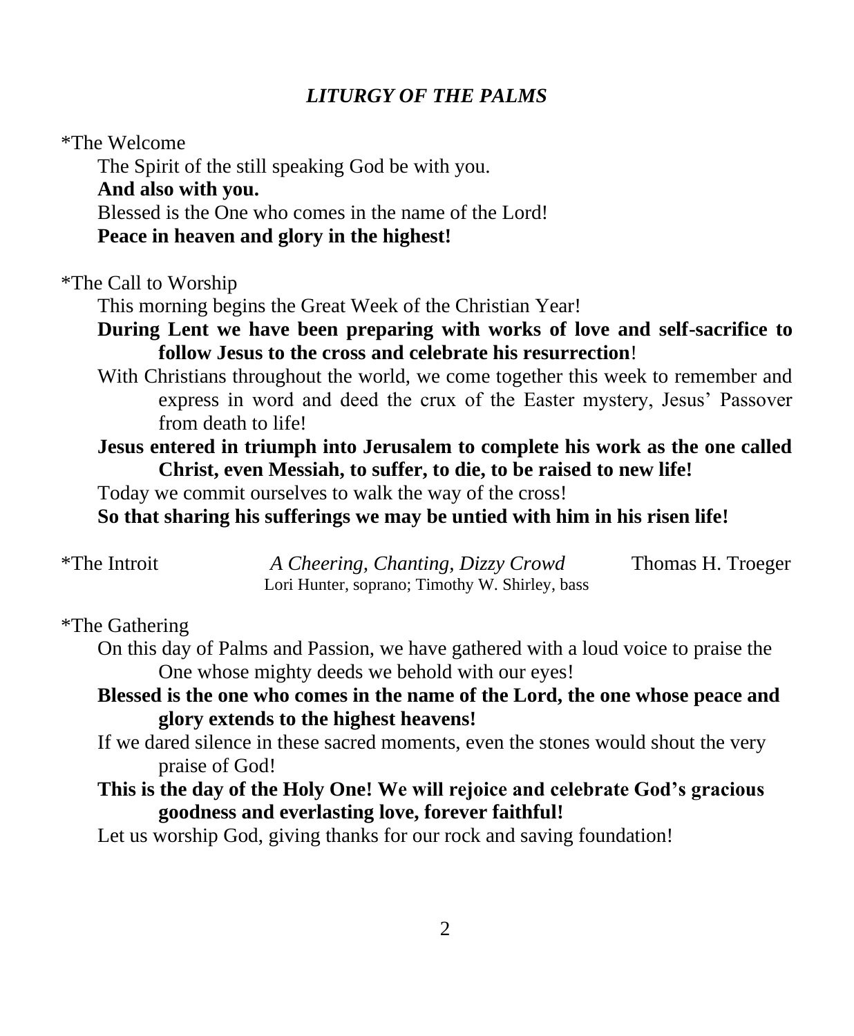## *LITURGY OF THE PALMS*

*The Welcome

The Spirit of the still speaking God be with you.

**And also with you.**

Blessed is the One who comes in the name of the Lord!

**Peace in heaven and glory in the highest!**

*The Call to Worship

This morning begins the Great Week of the Christian Year!

**During Lent we have been preparing with works of love and self-sacrifice to follow Jesus to the cross and celebrate his resurrection!**

With Christians throughout the world, we come together this week to remember and express in word and deed the crux of the Easter mystery, Jesus' Passover from death to life!

**Jesus entered in triumph into Jerusalem to complete his work as the one called Christ, even Messiah, to suffer, to die, to be raised to new life!**

Today we commit ourselves to walk the way of the cross!

**So that sharing his sufferings we may be untied with him in his risen life!**

*The Introit *A Cheering, Chanting, Dizzy Crowd* Thomas H. Troeger

Lori Hunter, soprano; Timothy W. Shirley, bass

*The Gathering

On this day of Palms and Passion, we have gathered with a loud voice to praise the One whose mighty deeds we behold with our eyes!

**Blessed is the one who comes in the name of the Lord, the one whose peace and glory extends to the highest heavens!**

If we dared silence in these sacred moments, even the stones would shout the very praise of God!

**This is the day of the Holy One! We will rejoice and celebrate God's gracious goodness and everlasting love, forever faithful!**

Let us worship God, giving thanks for our rock and saving foundation!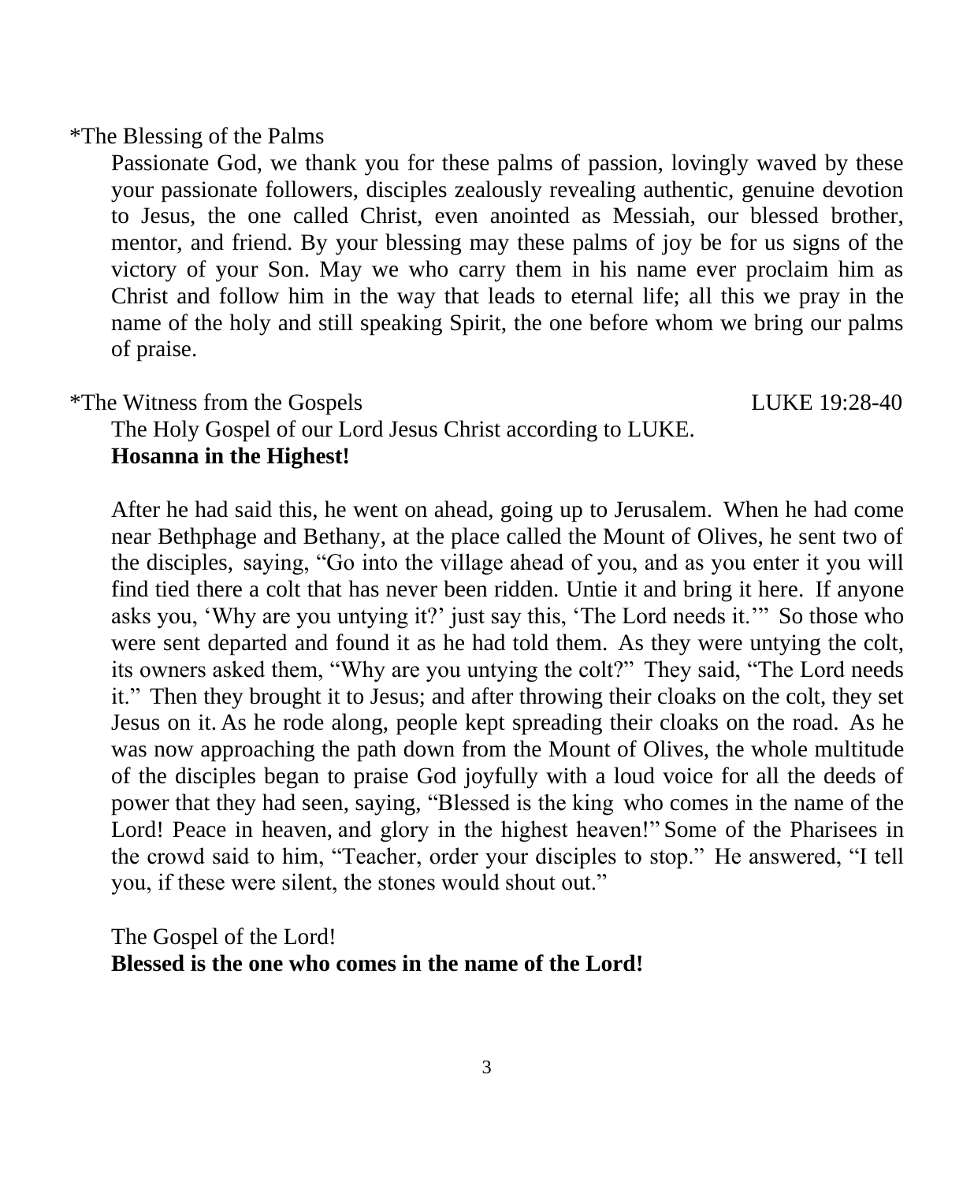*The Blessing of the Palms

Passionate God, we thank you for these palms of passion, lovingly waved by these your passionate followers, disciples zealously revealing authentic, genuine devotion to Jesus, the one called Christ, even anointed as Messiah, our blessed brother, mentor, and friend. By your blessing may these palms of joy be for us signs of the victory of your Son. May we who carry them in his name ever proclaim him as Christ and follow him in the way that leads to eternal life; all this we pray in the name of the holy and still speaking Spirit, the one before whom we bring our palms of praise.

*The Witness from the Gospels LUKE 19:28-40

The Holy Gospel of our Lord Jesus Christ according to LUKE.
**Hosanna in the Highest!**

After he had said this, he went on ahead, going up to Jerusalem. When he had come near Bethphage and Bethany, at the place called the Mount of Olives, he sent two of the disciples, saying, "Go into the village ahead of you, and as you enter it you will find tied there a colt that has never been ridden. Untie it and bring it here. If anyone asks you, 'Why are you untying it?' just say this, 'The Lord needs it.'" So those who were sent departed and found it as he had told them. As they were untying the colt, its owners asked them, "Why are you untying the colt?" They said, "The Lord needs it." Then they brought it to Jesus; and after throwing their cloaks on the colt, they set Jesus on it. As he rode along, people kept spreading their cloaks on the road. As he was now approaching the path down from the Mount of Olives, the whole multitude of the disciples began to praise God joyfully with a loud voice for all the deeds of power that they had seen, saying, "Blessed is the king who comes in the name of the Lord! Peace in heaven, and glory in the highest heaven!" Some of the Pharisees in the crowd said to him, "Teacher, order your disciples to stop." He answered, "I tell you, if these were silent, the stones would shout out."

The Gospel of the Lord!
**Blessed is the one who comes in the name of the Lord!**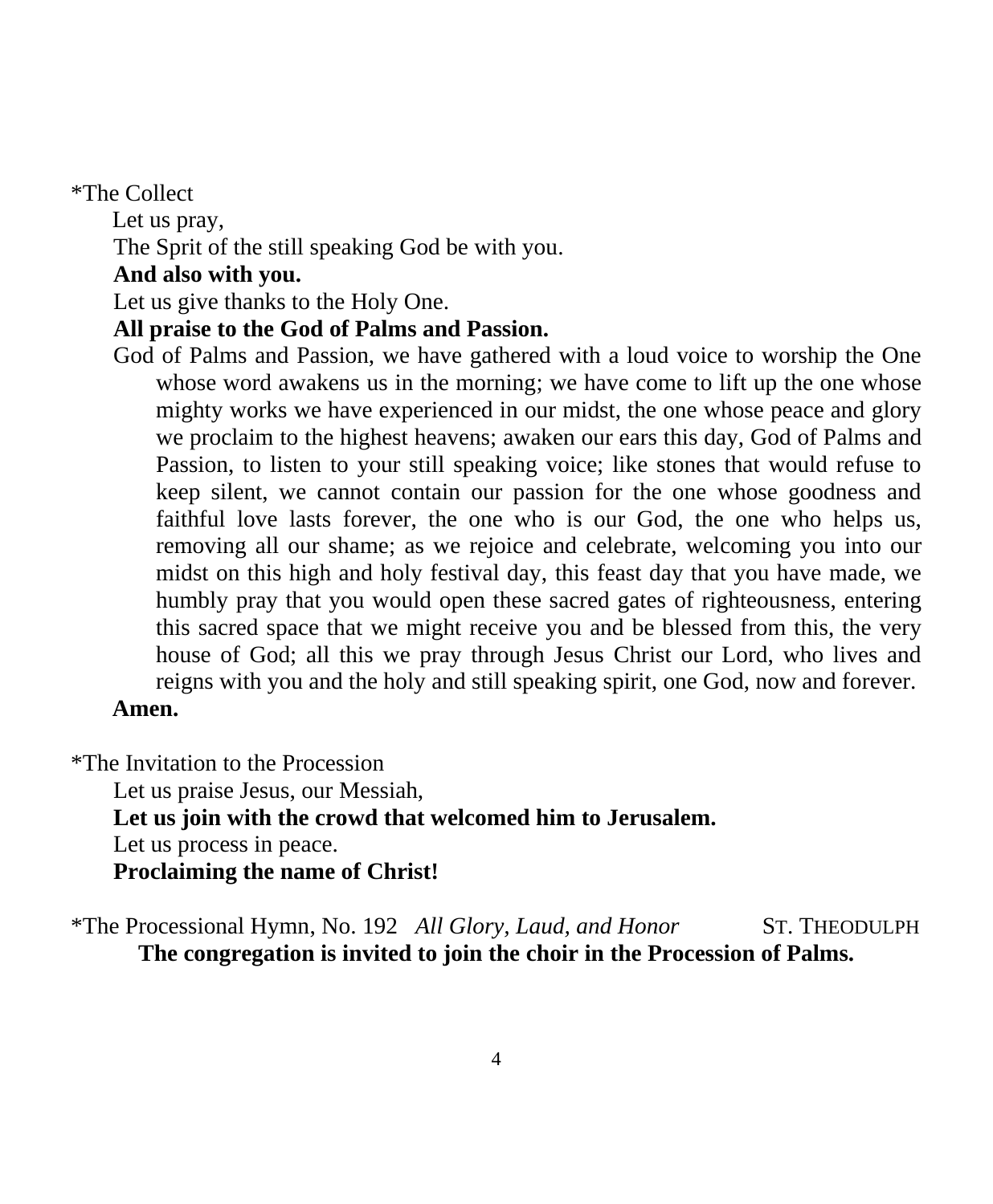*The Collect

Let us pray,

The Sprit of the still speaking God be with you.

**And also with you.**

Let us give thanks to the Holy One.

**All praise to the God of Palms and Passion.**

God of Palms and Passion, we have gathered with a loud voice to worship the One whose word awakens us in the morning; we have come to lift up the one whose mighty works we have experienced in our midst, the one whose peace and glory we proclaim to the highest heavens; awaken our ears this day, God of Palms and Passion, to listen to your still speaking voice; like stones that would refuse to keep silent, we cannot contain our passion for the one whose goodness and faithful love lasts forever, the one who is our God, the one who helps us, removing all our shame; as we rejoice and celebrate, welcoming you into our midst on this high and holy festival day, this feast day that you have made, we humbly pray that you would open these sacred gates of righteousness, entering this sacred space that we might receive you and be blessed from this, the very house of God; all this we pray through Jesus Christ our Lord, who lives and reigns with you and the holy and still speaking spirit, one God, now and forever.

**Amen.**

*The Invitation to the Procession

Let us praise Jesus, our Messiah,

**Let us join with the crowd that welcomed him to Jerusalem.**

Let us process in peace.

**Proclaiming the name of Christ!**

*The Processional Hymn, No. 192 *All Glory, Laud, and Honor* ST. THEODULPH

**The congregation is invited to join the choir in the Procession of Palms.**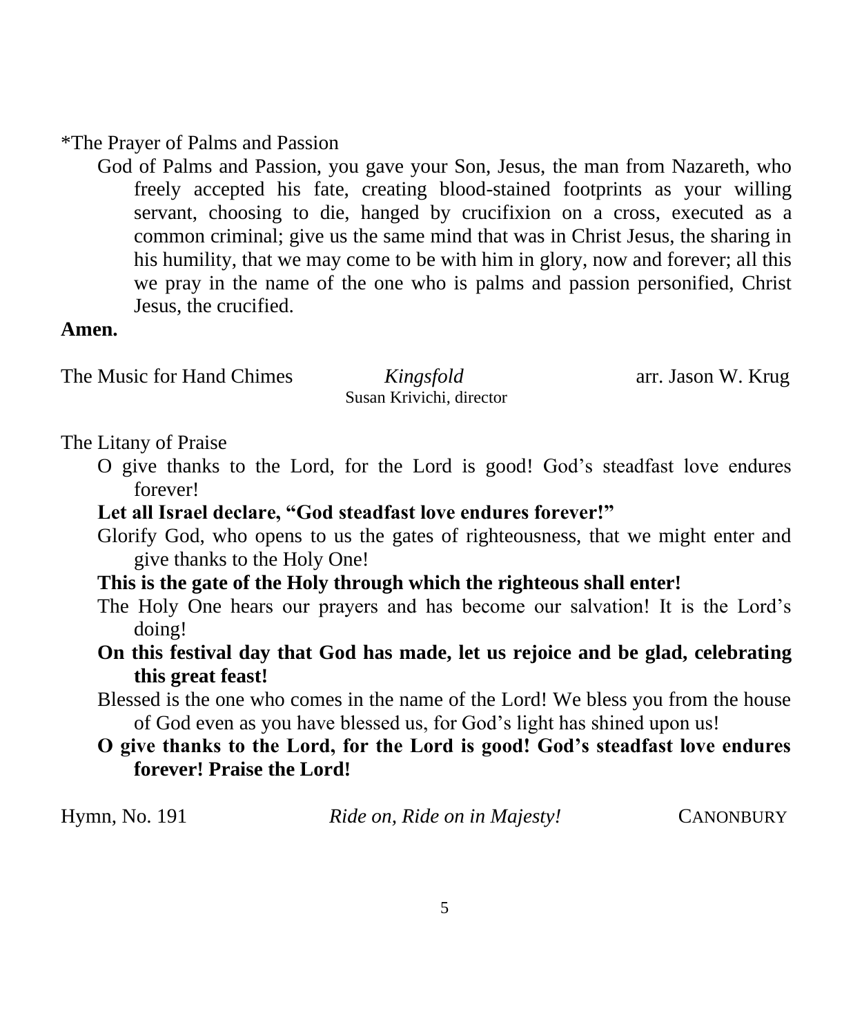*The Prayer of Palms and Passion

God of Palms and Passion, you gave your Son, Jesus, the man from Nazareth, who freely accepted his fate, creating blood-stained footprints as your willing servant, choosing to die, hanged by crucifixion on a cross, executed as a common criminal; give us the same mind that was in Christ Jesus, the sharing in his humility, that we may come to be with him in glory, now and forever; all this we pray in the name of the one who is palms and passion personified, Christ Jesus, the crucified.

**Amen.**

The Music for Hand Chimes — *Kingsfold* — arr. Jason W. Krug
Susan Krivichi, director

The Litany of Praise

O give thanks to the Lord, for the Lord is good! God's steadfast love endures forever!

**Let all Israel declare, "God steadfast love endures forever!"**

Glorify God, who opens to us the gates of righteousness, that we might enter and give thanks to the Holy One!

**This is the gate of the Holy through which the righteous shall enter!**

The Holy One hears our prayers and has become our salvation! It is the Lord's doing!

**On this festival day that God has made, let us rejoice and be glad, celebrating this great feast!**

Blessed is the one who comes in the name of the Lord! We bless you from the house of God even as you have blessed us, for God's light has shined upon us!

**O give thanks to the Lord, for the Lord is good! God's steadfast love endures forever! Praise the Lord!**

Hymn, No. 191 — *Ride on, Ride on in Majesty!* — CANONBURY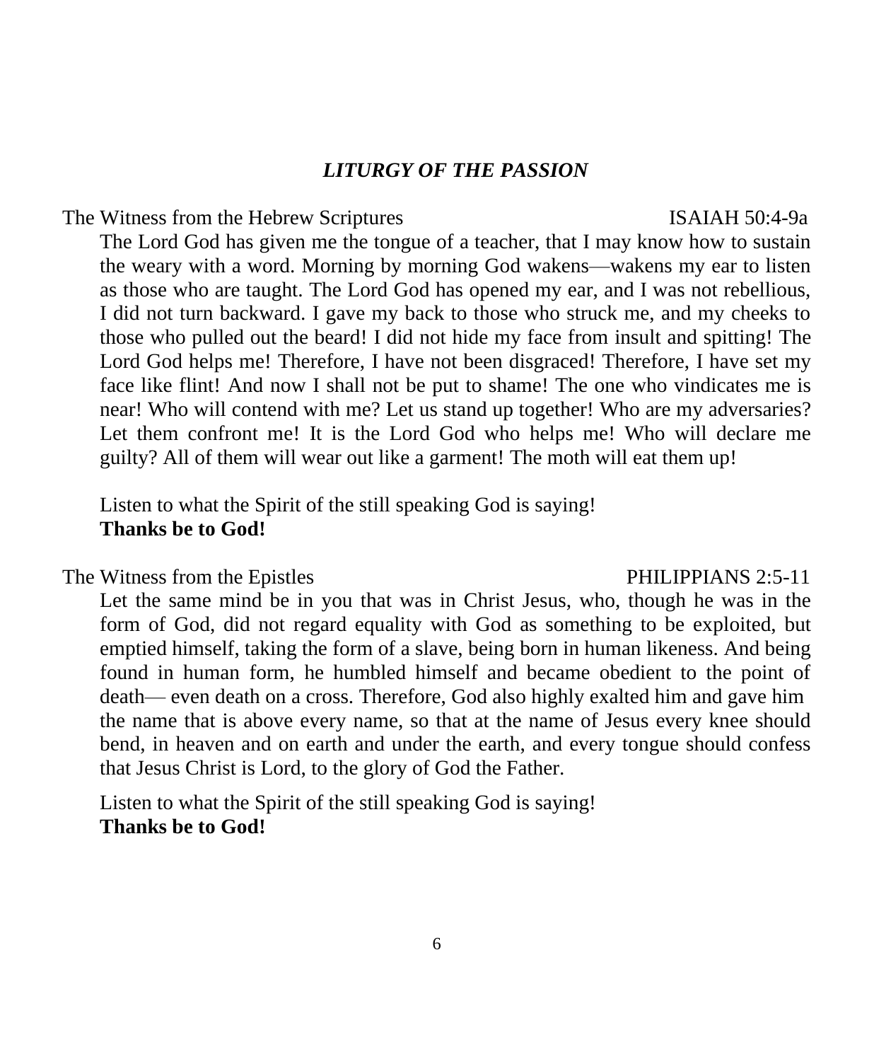## *LITURGY OF THE PASSION*

The Witness from the Hebrew Scriptures — ISAIAH 50:4-9a

The Lord God has given me the tongue of a teacher, that I may know how to sustain the weary with a word. Morning by morning God wakens—wakens my ear to listen as those who are taught. The Lord God has opened my ear, and I was not rebellious, I did not turn backward. I gave my back to those who struck me, and my cheeks to those who pulled out the beard! I did not hide my face from insult and spitting! The Lord God helps me! Therefore, I have not been disgraced! Therefore, I have set my face like flint! And now I shall not be put to shame! The one who vindicates me is near! Who will contend with me? Let us stand up together! Who are my adversaries? Let them confront me! It is the Lord God who helps me! Who will declare me guilty? All of them will wear out like a garment! The moth will eat them up!

Listen to what the Spirit of the still speaking God is saying!
**Thanks be to God!**

The Witness from the Epistles — PHILIPPIANS 2:5-11

Let the same mind be in you that was in Christ Jesus, who, though he was in the form of God, did not regard equality with God as something to be exploited, but emptied himself, taking the form of a slave, being born in human likeness. And being found in human form, he humbled himself and became obedient to the point of death— even death on a cross. Therefore, God also highly exalted him and gave him the name that is above every name, so that at the name of Jesus every knee should bend, in heaven and on earth and under the earth, and every tongue should confess that Jesus Christ is Lord, to the glory of God the Father.

Listen to what the Spirit of the still speaking God is saying!
**Thanks be to God!**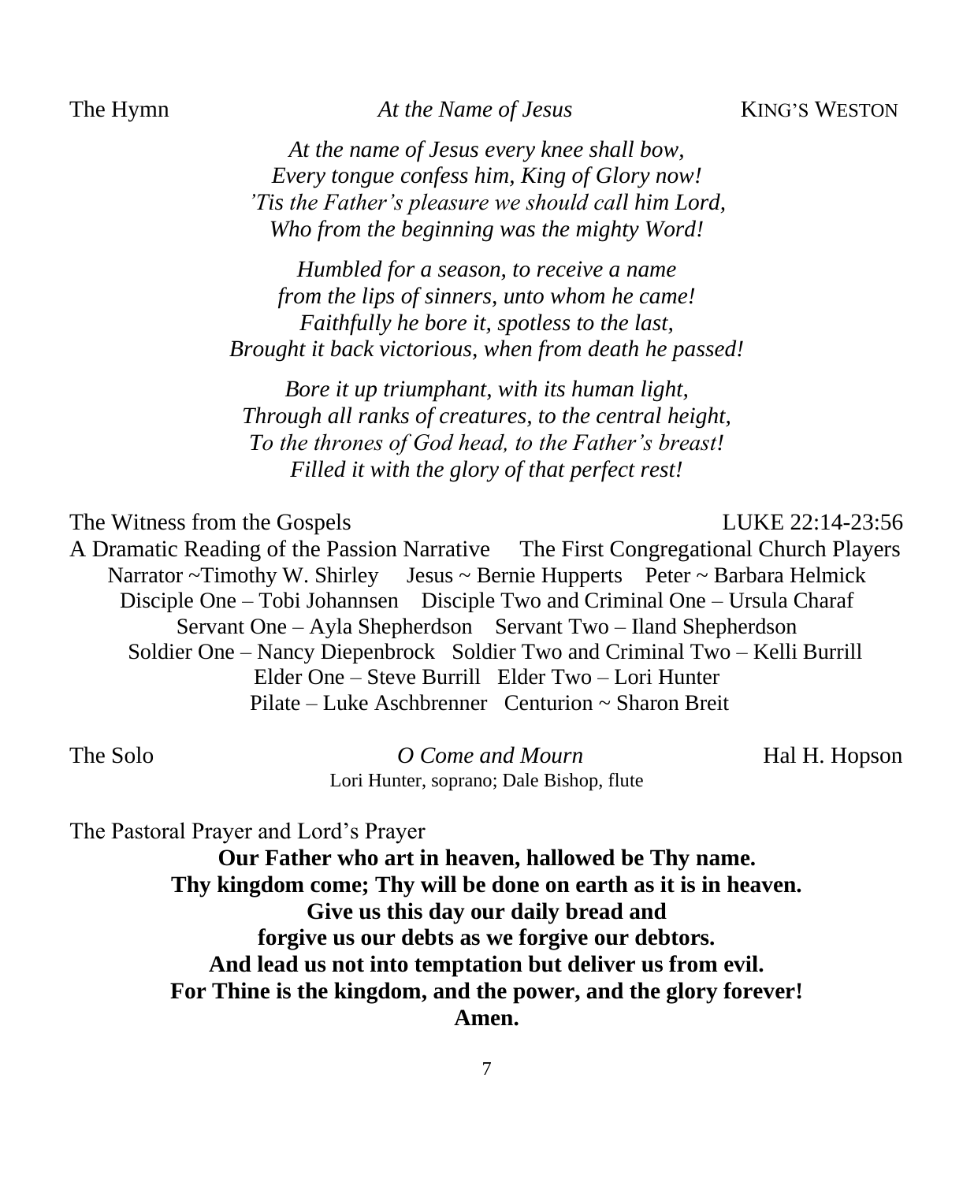The Hymn *At the Name of Jesus* KING'S WESTON

*At the name of Jesus every knee shall bow,*
*Every tongue confess him, King of Glory now!*
*'Tis the Father's pleasure we should call him Lord,*
*Who from the beginning was the mighty Word!*

*Humbled for a season, to receive a name*
*from the lips of sinners, unto whom he came!*
*Faithfully he bore it, spotless to the last,*
*Brought it back victorious, when from death he passed!*

*Bore it up triumphant, with its human light,*
*Through all ranks of creatures, to the central height,*
*To the thrones of God head, to the Father's breast!*
*Filled it with the glory of that perfect rest!*

The Witness from the Gospels LUKE 22:14-23:56

A Dramatic Reading of the Passion Narrative The First Congregational Church Players

Narrator ~Timothy W. Shirley Jesus ~ Bernie Hupperts Peter ~ Barbara Helmick
Disciple One – Tobi Johannsen Disciple Two and Criminal One – Ursula Charaf
Servant One – Ayla Shepherdson Servant Two – Iland Shepherdson
Soldier One – Nancy Diepenbrock Soldier Two and Criminal Two – Kelli Burrill
Elder One – Steve Burrill Elder Two – Lori Hunter
Pilate – Luke Aschbrenner Centurion ~ Sharon Breit

The Solo *O Come and Mourn* Hal H. Hopson

Lori Hunter, soprano; Dale Bishop, flute

The Pastoral Prayer and Lord's Prayer

**Our Father who art in heaven, hallowed be Thy name.**
**Thy kingdom come; Thy will be done on earth as it is in heaven.**
**Give us this day our daily bread and**
**forgive us our debts as we forgive our debtors.**
**And lead us not into temptation but deliver us from evil.**
**For Thine is the kingdom, and the power, and the glory forever!**
**Amen.**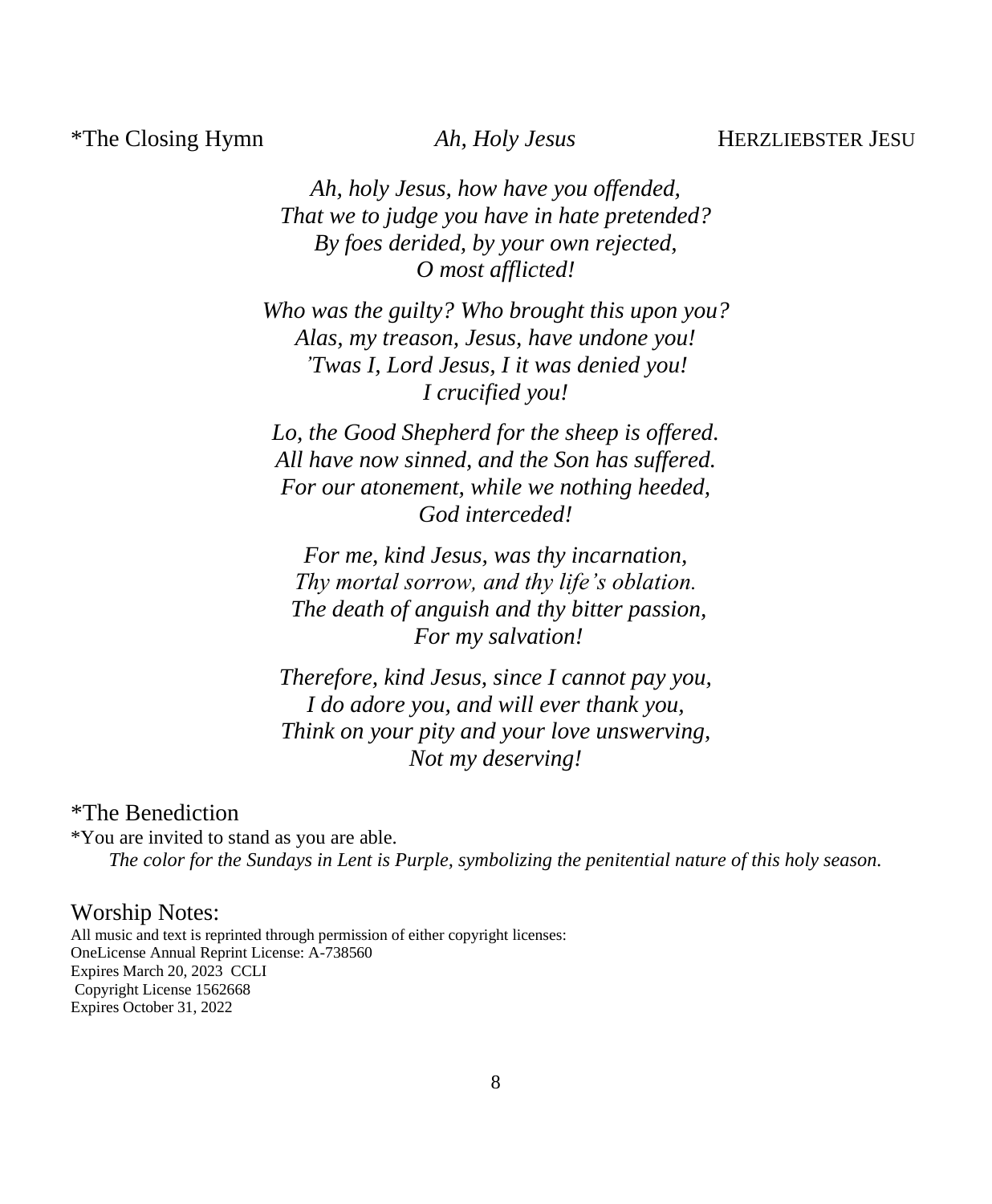*The Closing Hymn *Ah, Holy Jesus* HERZLIEBSTER JESU

*Ah, holy Jesus, how have you offended,*
*That we to judge you have in hate pretended?*
*By foes derided, by your own rejected,*
*O most afflicted!*

*Who was the guilty? Who brought this upon you?*
*Alas, my treason, Jesus, have undone you!*
*'Twas I, Lord Jesus, I it was denied you!*
*I crucified you!*

*Lo, the Good Shepherd for the sheep is offered.*
*All have now sinned, and the Son has suffered.*
*For our atonement, while we nothing heeded,*
*God interceded!*

*For me, kind Jesus, was thy incarnation,*
*Thy mortal sorrow, and thy life's oblation.*
*The death of anguish and thy bitter passion,*
*For my salvation!*

*Therefore, kind Jesus, since I cannot pay you,*
*I do adore you, and will ever thank you,*
*Think on your pity and your love unswerving,*
*Not my deserving!*

*The Benediction

*You are invited to stand as you are able.

*The color for the Sundays in Lent is Purple, symbolizing the penitential nature of this holy season.*

Worship Notes:

All music and text is reprinted through permission of either copyright licenses:
OneLicense Annual Reprint License: A-738560
Expires March 20, 2023 CCLI
Copyright License 1562668
Expires October 31, 2022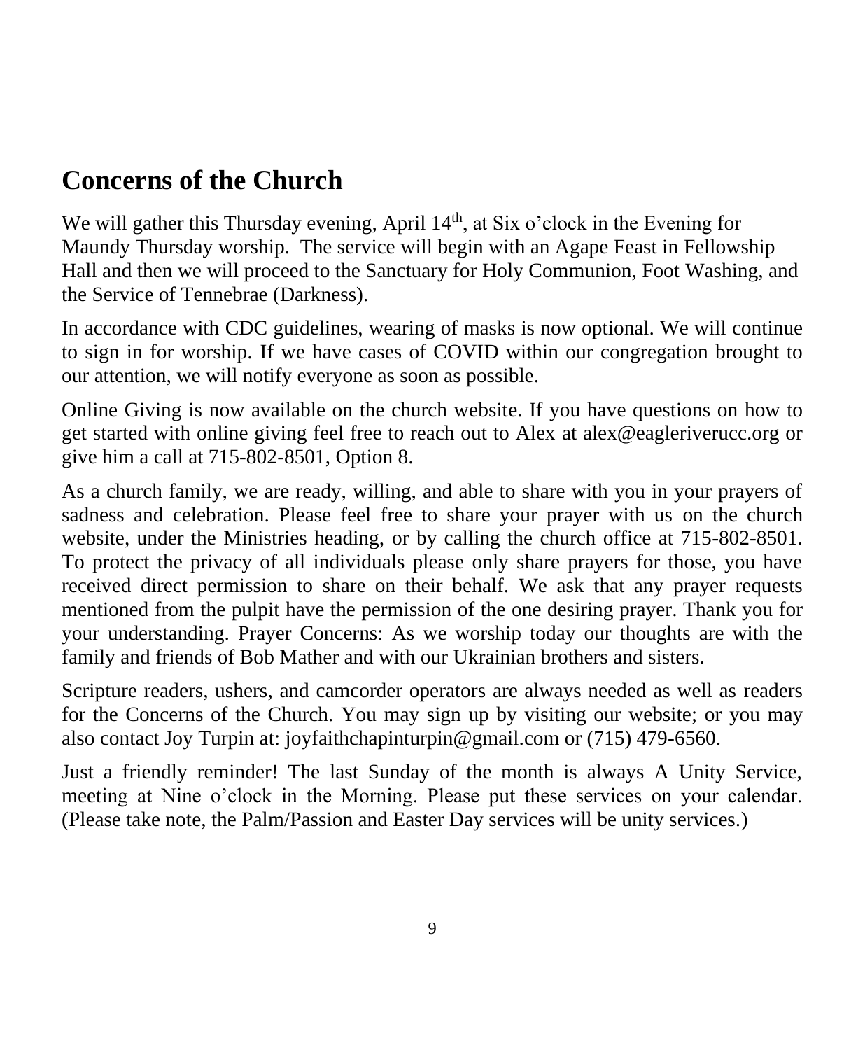## Concerns of the Church

We will gather this Thursday evening, April 14th, at Six o'clock in the Evening for Maundy Thursday worship. The service will begin with an Agape Feast in Fellowship Hall and then we will proceed to the Sanctuary for Holy Communion, Foot Washing, and the Service of Tennebrae (Darkness).

In accordance with CDC guidelines, wearing of masks is now optional. We will continue to sign in for worship. If we have cases of COVID within our congregation brought to our attention, we will notify everyone as soon as possible.

Online Giving is now available on the church website. If you have questions on how to get started with online giving feel free to reach out to Alex at alex@eagleriverucc.org or give him a call at 715-802-8501, Option 8.

As a church family, we are ready, willing, and able to share with you in your prayers of sadness and celebration. Please feel free to share your prayer with us on the church website, under the Ministries heading, or by calling the church office at 715-802-8501. To protect the privacy of all individuals please only share prayers for those, you have received direct permission to share on their behalf. We ask that any prayer requests mentioned from the pulpit have the permission of the one desiring prayer. Thank you for your understanding. Prayer Concerns: As we worship today our thoughts are with the family and friends of Bob Mather and with our Ukrainian brothers and sisters.

Scripture readers, ushers, and camcorder operators are always needed as well as readers for the Concerns of the Church. You may sign up by visiting our website; or you may also contact Joy Turpin at: joyfaithchapinturpin@gmail.com or (715) 479-6560.

Just a friendly reminder! The last Sunday of the month is always A Unity Service, meeting at Nine o'clock in the Morning. Please put these services on your calendar. (Please take note, the Palm/Passion and Easter Day services will be unity services.)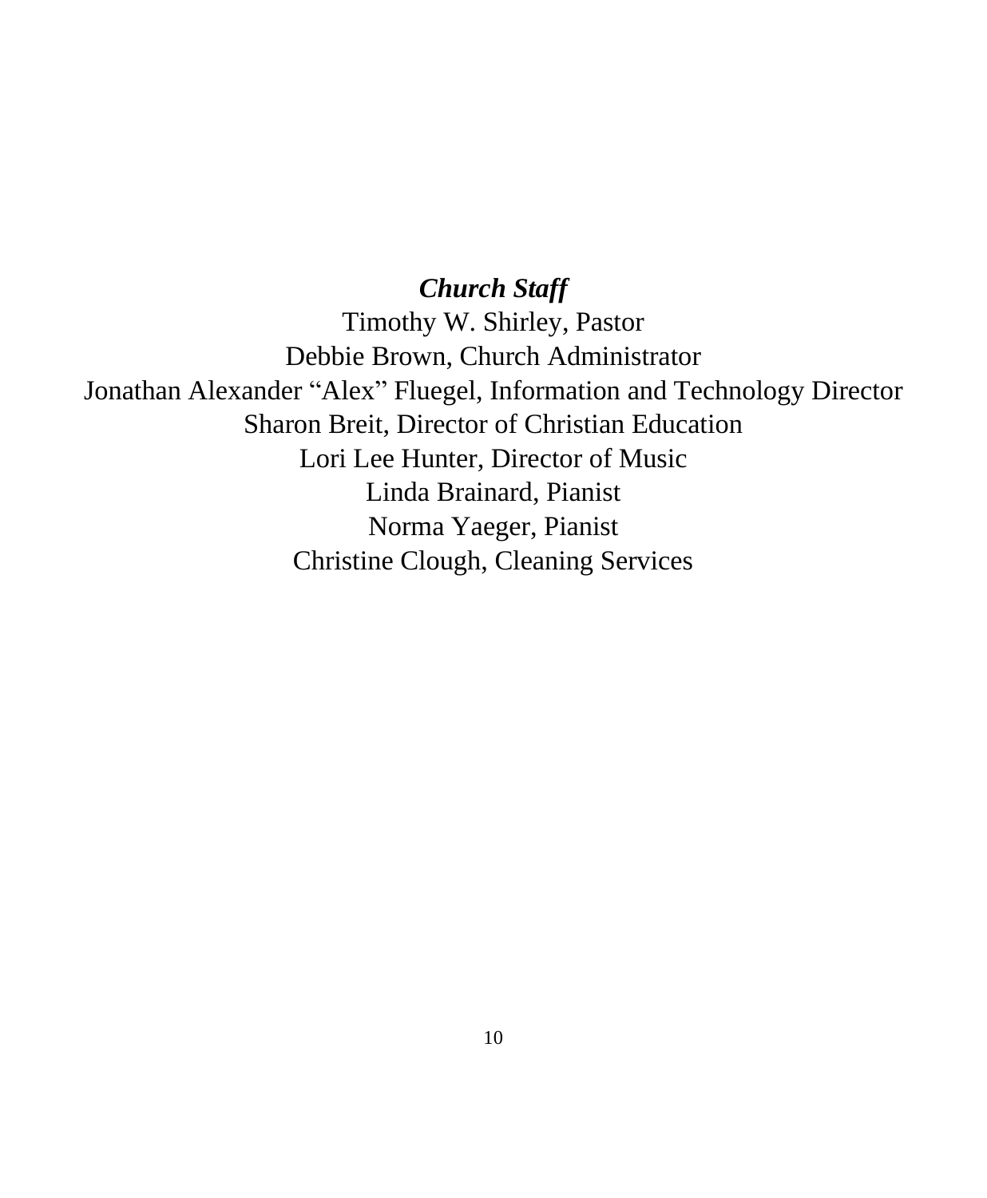***Church Staff***

Timothy W. Shirley, Pastor

Debbie Brown, Church Administrator

Jonathan Alexander “Alex” Fluegel, Information and Technology Director

Sharon Breit, Director of Christian Education

Lori Lee Hunter, Director of Music

Linda Brainard, Pianist

Norma Yaeger, Pianist

Christine Clough, Cleaning Services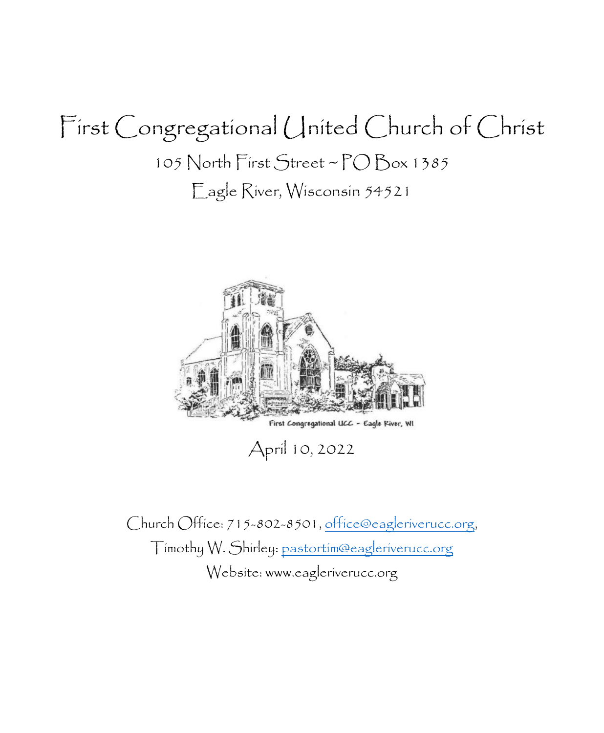# First Congregational United Church of Christ

105 North First Street ~ PO Box 1385

Eagle River, Wisconsin 54521

First Congregational UCC – Eagle River, WI

April 10, 2022

Church Office: 715-802-8501, office@eagleriverucc.org,

Timothy W. Shirley: pastortim@eagleriverucc.org

Website: www.eagleriverucc.org